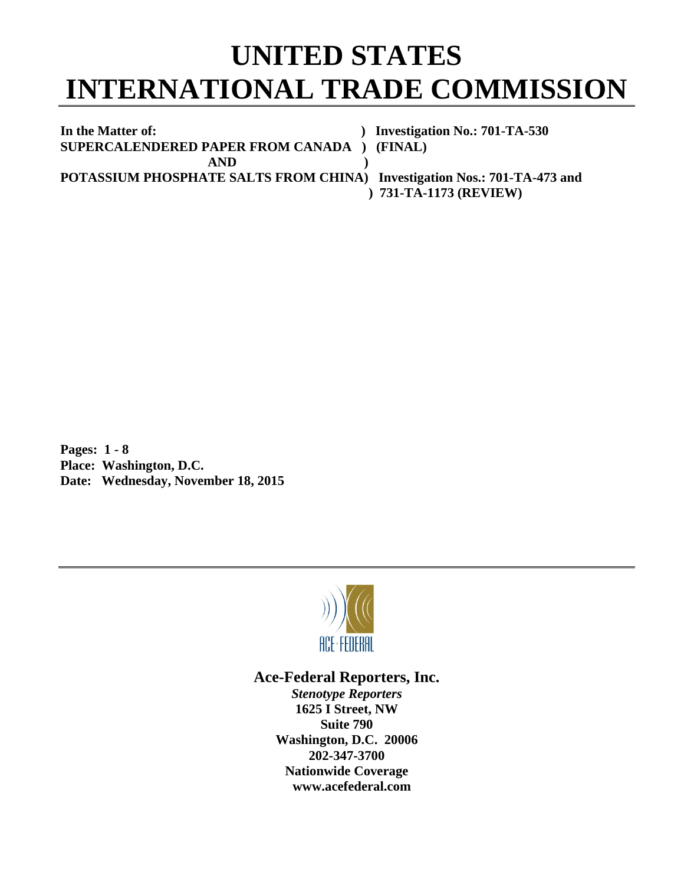# UNITED STATES INTERNATIONAL TRADE COMMISSION

**In the Matter of:** ) **Investigation No.: 701-TA-530**
**SUPERCALENDERED PAPER FROM CANADA** ) **(FINAL)**
**AND** )
**POTASSIUM PHOSPHATE SALTS FROM CHINA**) **Investigation Nos.: 701-TA-473 and**
) **731-TA-1173 (REVIEW)**

**Pages: 1 - 8**
**Place: Washington, D.C.**
**Date: Wednesday, November 18, 2015**

ACE·FEDERAL

**Ace-Federal Reporters, Inc.**
***Stenotype Reporters***
**1625 I Street, NW**
**Suite 790**
**Washington, D.C. 20006**
**202-347-3700**
**Nationwide Coverage**
**www.acefederal.com**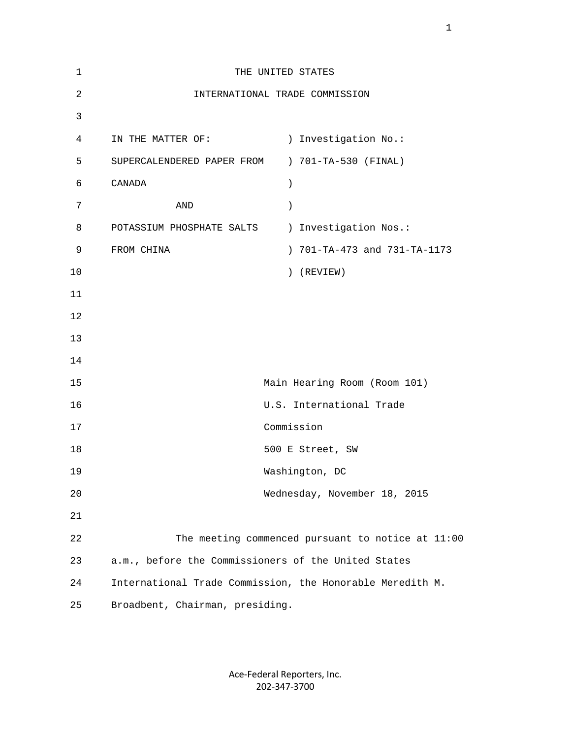THE UNITED STATES

INTERNATIONAL TRADE COMMISSION

| | |
|---|---|
| IN THE MATTER OF: | ) Investigation No.: |
| SUPERCALENDERED PAPER FROM | ) 701-TA-530 (FINAL) |
| CANADA | ) |
| AND | ) |
| POTASSIUM PHOSPHATE SALTS | ) Investigation Nos.: |
| FROM CHINA | ) 701-TA-473 and 731-TA-1173 |
| | ) (REVIEW) |

Main Hearing Room (Room 101)
U.S. International Trade
Commission
500 E Street, SW
Washington, DC
Wednesday, November 18, 2015

The meeting commenced pursuant to notice at 11:00 a.m., before the Commissioners of the United States International Trade Commission, the Honorable Meredith M. Broadbent, Chairman, presiding.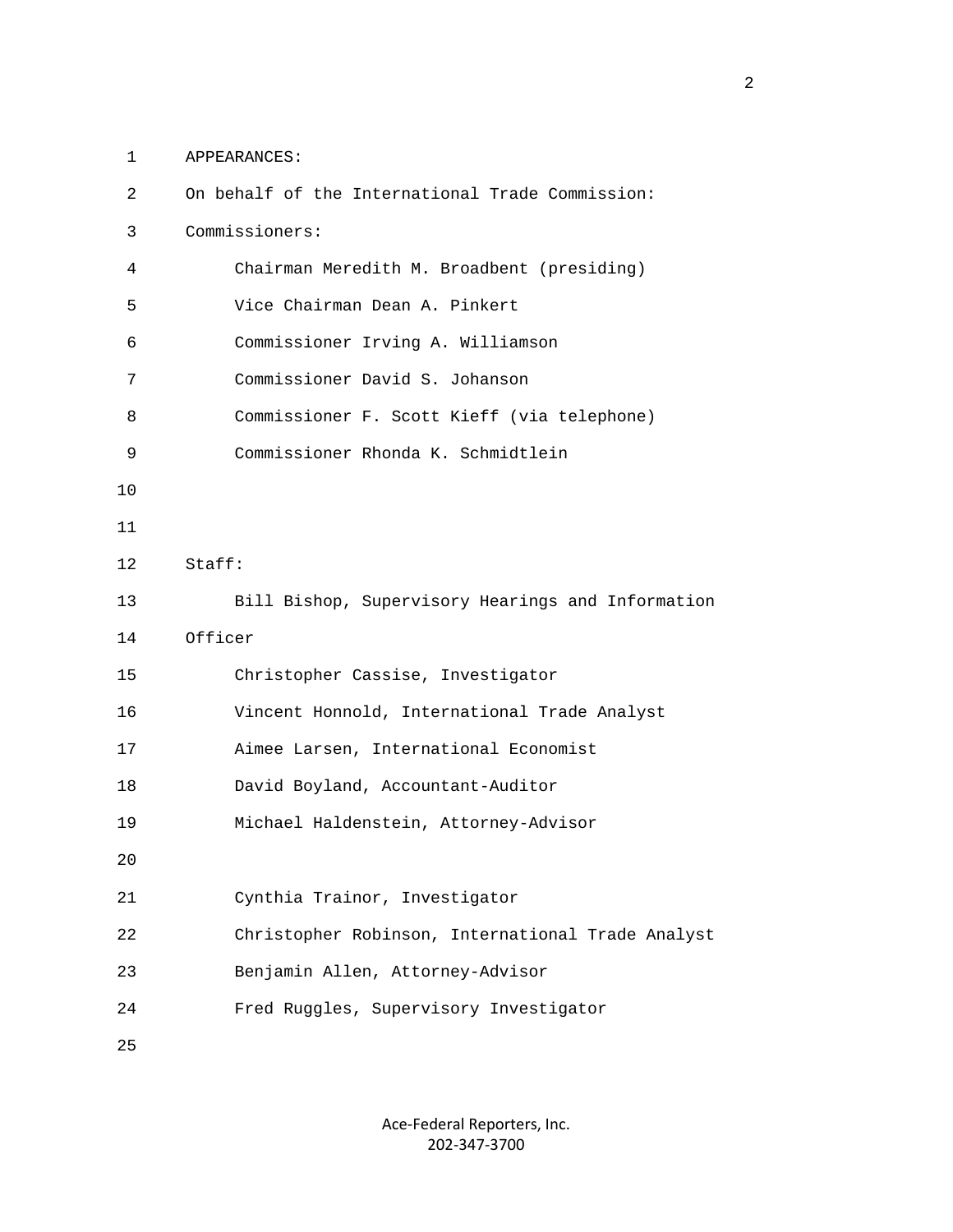APPEARANCES:

On behalf of the International Trade Commission:

Commissioners:

Chairman Meredith M. Broadbent (presiding)
Vice Chairman Dean A. Pinkert
Commissioner Irving A. Williamson
Commissioner David S. Johanson
Commissioner F. Scott Kieff (via telephone)
Commissioner Rhonda K. Schmidtlein

Staff:

Bill Bishop, Supervisory Hearings and Information Officer
Christopher Cassise, Investigator
Vincent Honnold, International Trade Analyst
Aimee Larsen, International Economist
David Boyland, Accountant-Auditor
Michael Haldenstein, Attorney-Advisor

Cynthia Trainor, Investigator
Christopher Robinson, International Trade Analyst
Benjamin Allen, Attorney-Advisor
Fred Ruggles, Supervisory Investigator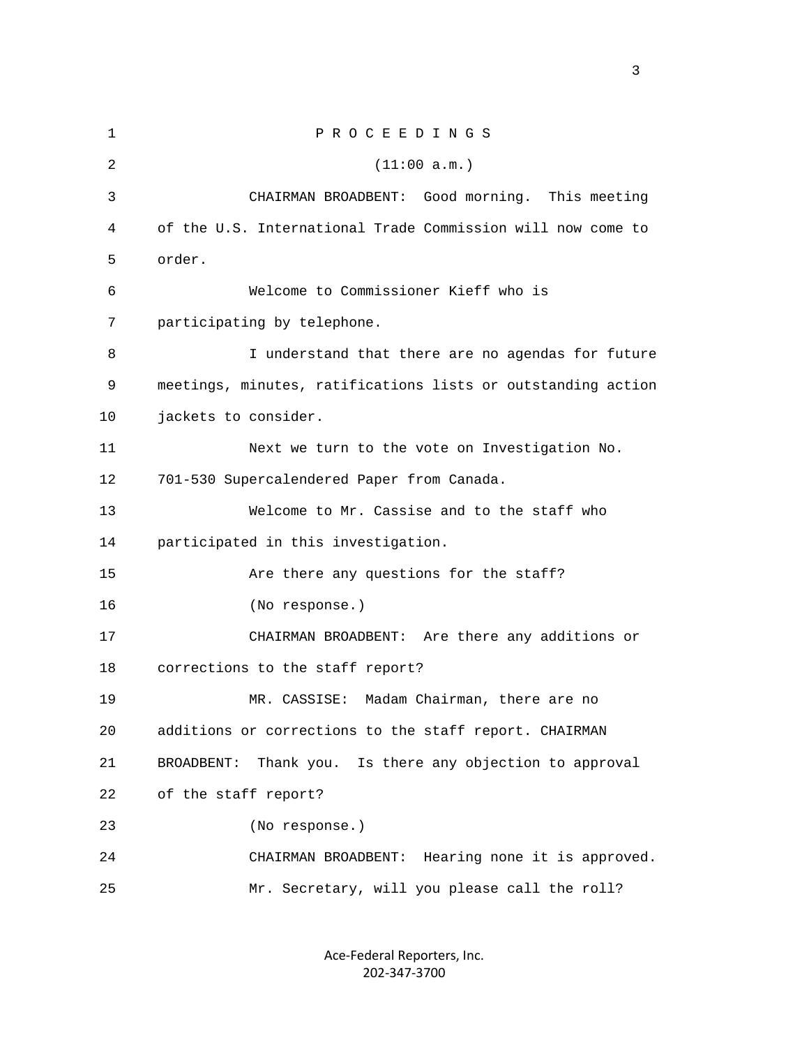P R O C E E D I N G S

(11:00 a.m.)

CHAIRMAN BROADBENT: Good morning. This meeting of the U.S. International Trade Commission will now come to order.

Welcome to Commissioner Kieff who is participating by telephone.

I understand that there are no agendas for future meetings, minutes, ratifications lists or outstanding action jackets to consider.

Next we turn to the vote on Investigation No. 701-530 Supercalendered Paper from Canada.

Welcome to Mr. Cassise and to the staff who participated in this investigation.

Are there any questions for the staff?

(No response.)

CHAIRMAN BROADBENT: Are there any additions or corrections to the staff report?

MR. CASSISE: Madam Chairman, there are no additions or corrections to the staff report. CHAIRMAN BROADBENT: Thank you. Is there any objection to approval of the staff report?

(No response.)

CHAIRMAN BROADBENT: Hearing none it is approved.

Mr. Secretary, will you please call the roll?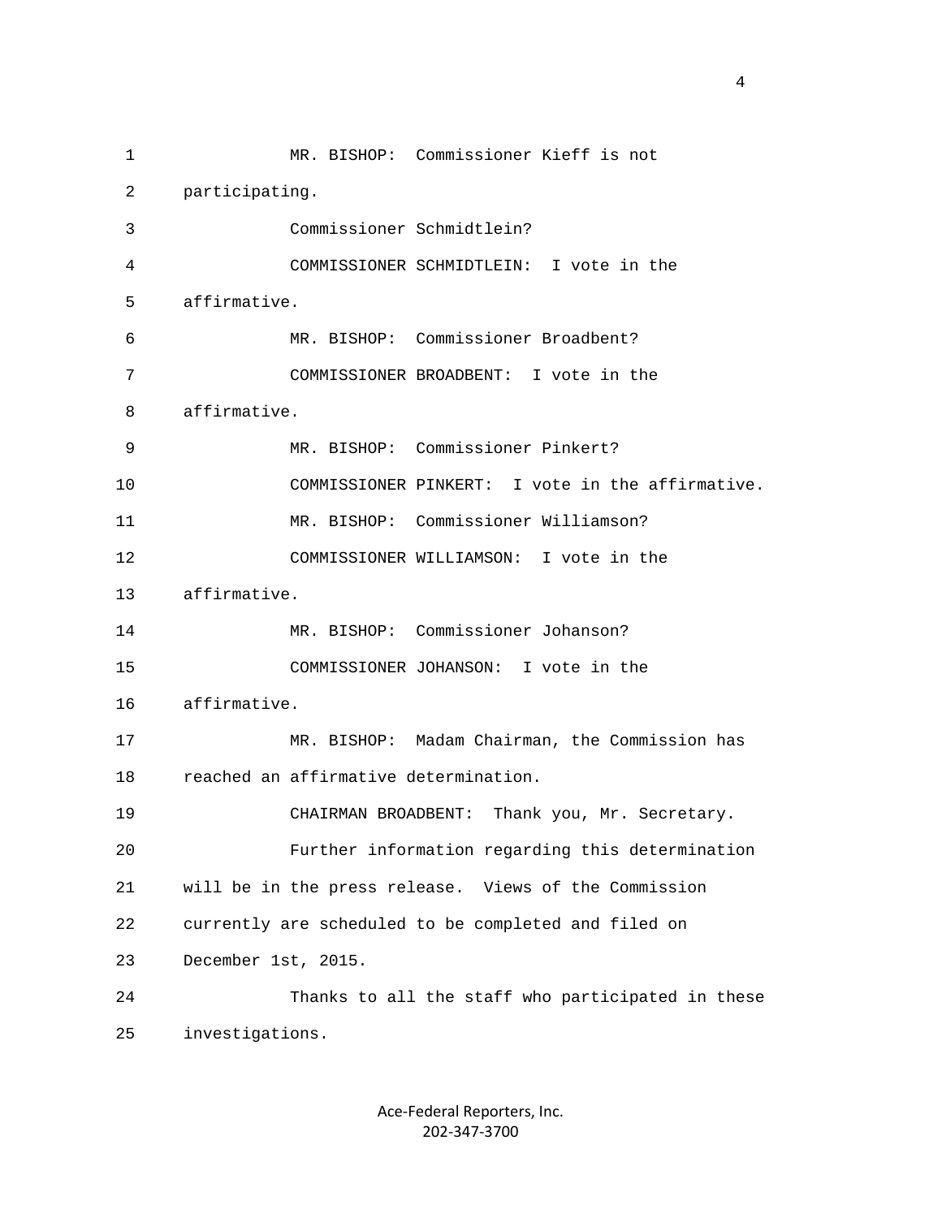1 MR. BISHOP: Commissioner Kieff is not
2 participating.
3 Commissioner Schmidtlein?
4 COMMISSIONER SCHMIDTLEIN: I vote in the
5 affirmative.
6 MR. BISHOP: Commissioner Broadbent?
7 COMMISSIONER BROADBENT: I vote in the
8 affirmative.
9 MR. BISHOP: Commissioner Pinkert?
10 COMMISSIONER PINKERT: I vote in the affirmative.
11 MR. BISHOP: Commissioner Williamson?
12 COMMISSIONER WILLIAMSON: I vote in the
13 affirmative.
14 MR. BISHOP: Commissioner Johanson?
15 COMMISSIONER JOHANSON: I vote in the
16 affirmative.
17 MR. BISHOP: Madam Chairman, the Commission has
18 reached an affirmative determination.
19 CHAIRMAN BROADBENT: Thank you, Mr. Secretary.
20 Further information regarding this determination
21 will be in the press release. Views of the Commission
22 currently are scheduled to be completed and filed on
23 December 1st, 2015.
24 Thanks to all the staff who participated in these
25 investigations.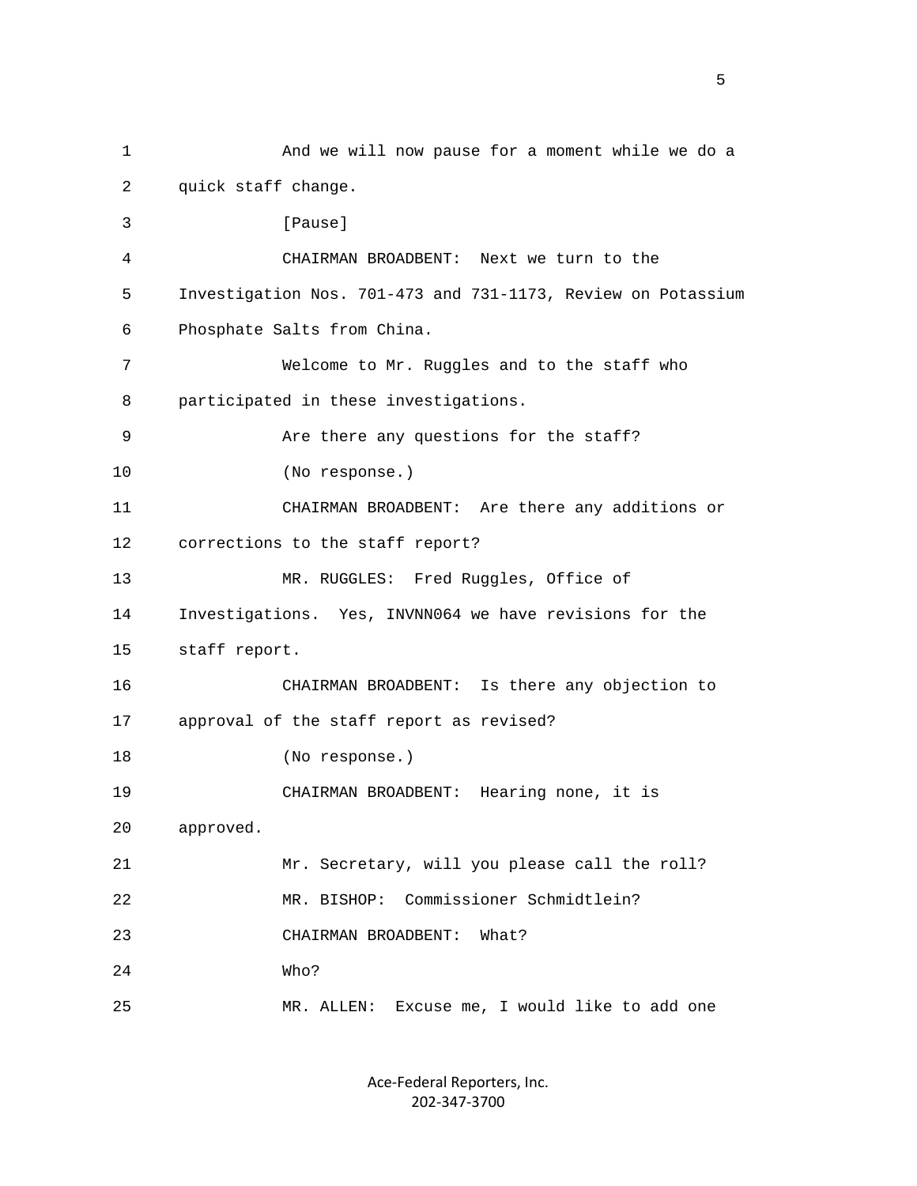And we will now pause for a moment while we do a quick staff change.

[Pause]

CHAIRMAN BROADBENT: Next we turn to the Investigation Nos. 701-473 and 731-1173, Review on Potassium Phosphate Salts from China.

Welcome to Mr. Ruggles and to the staff who participated in these investigations.

Are there any questions for the staff?

(No response.)

CHAIRMAN BROADBENT: Are there any additions or corrections to the staff report?

MR. RUGGLES: Fred Ruggles, Office of Investigations. Yes, INVNN064 we have revisions for the staff report.

CHAIRMAN BROADBENT: Is there any objection to approval of the staff report as revised?

(No response.)

CHAIRMAN BROADBENT: Hearing none, it is approved.

Mr. Secretary, will you please call the roll?

MR. BISHOP: Commissioner Schmidtlein?

CHAIRMAN BROADBENT: What?

Who?

MR. ALLEN: Excuse me, I would like to add one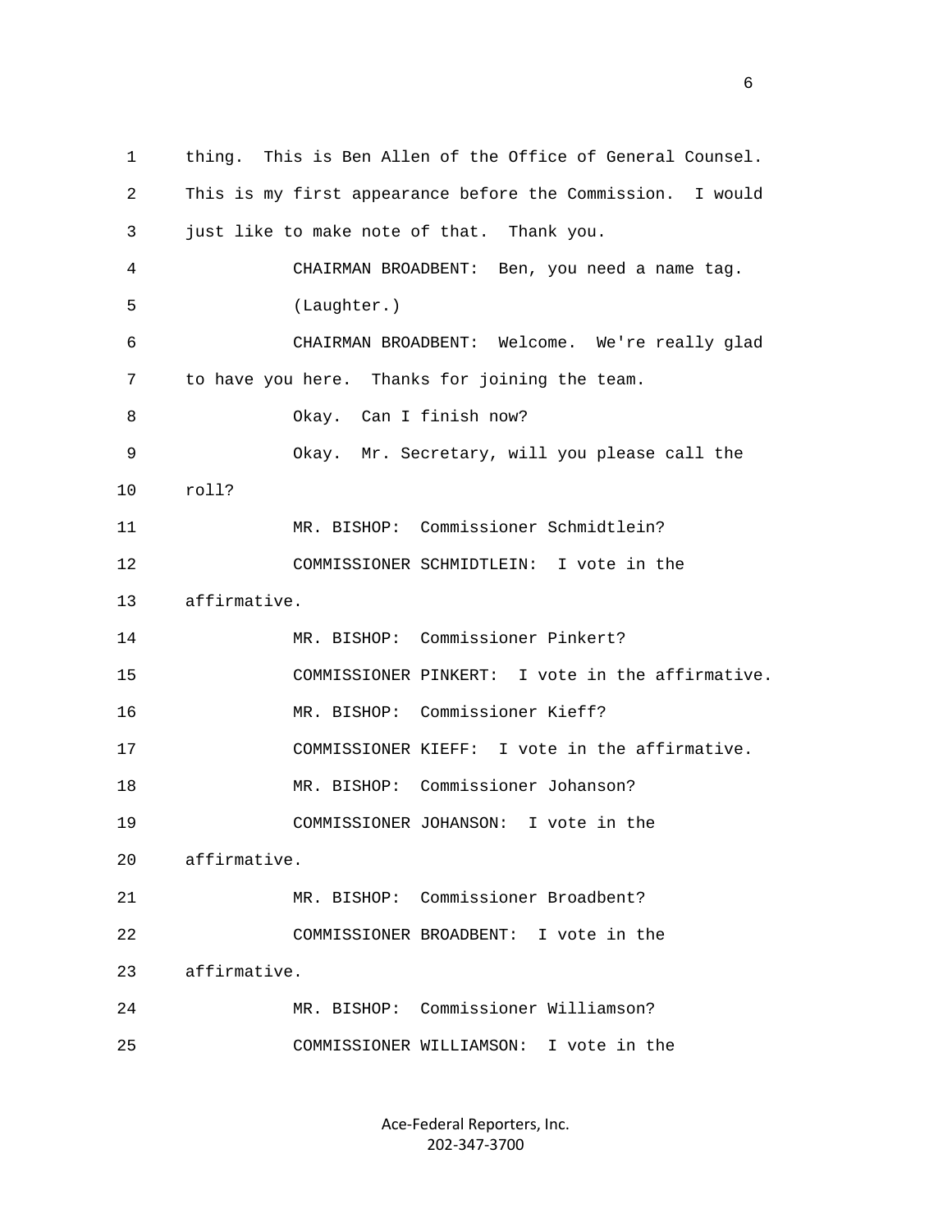1 thing. This is Ben Allen of the Office of General Counsel.

2 This is my first appearance before the Commission. I would

3 just like to make note of that. Thank you.

4 CHAIRMAN BROADBENT: Ben, you need a name tag.

5 (Laughter.)

6 CHAIRMAN BROADBENT: Welcome. We're really glad

7 to have you here. Thanks for joining the team.

8 Okay. Can I finish now?

9 Okay. Mr. Secretary, will you please call the

10 roll?

11 MR. BISHOP: Commissioner Schmidtlein?

12 COMMISSIONER SCHMIDTLEIN: I vote in the

13 affirmative.

14 MR. BISHOP: Commissioner Pinkert?

15 COMMISSIONER PINKERT: I vote in the affirmative.

16 MR. BISHOP: Commissioner Kieff?

17 COMMISSIONER KIEFF: I vote in the affirmative.

18 MR. BISHOP: Commissioner Johanson?

19 COMMISSIONER JOHANSON: I vote in the

20 affirmative.

21 MR. BISHOP: Commissioner Broadbent?

22 COMMISSIONER BROADBENT: I vote in the

23 affirmative.

24 MR. BISHOP: Commissioner Williamson?

25 COMMISSIONER WILLIAMSON: I vote in the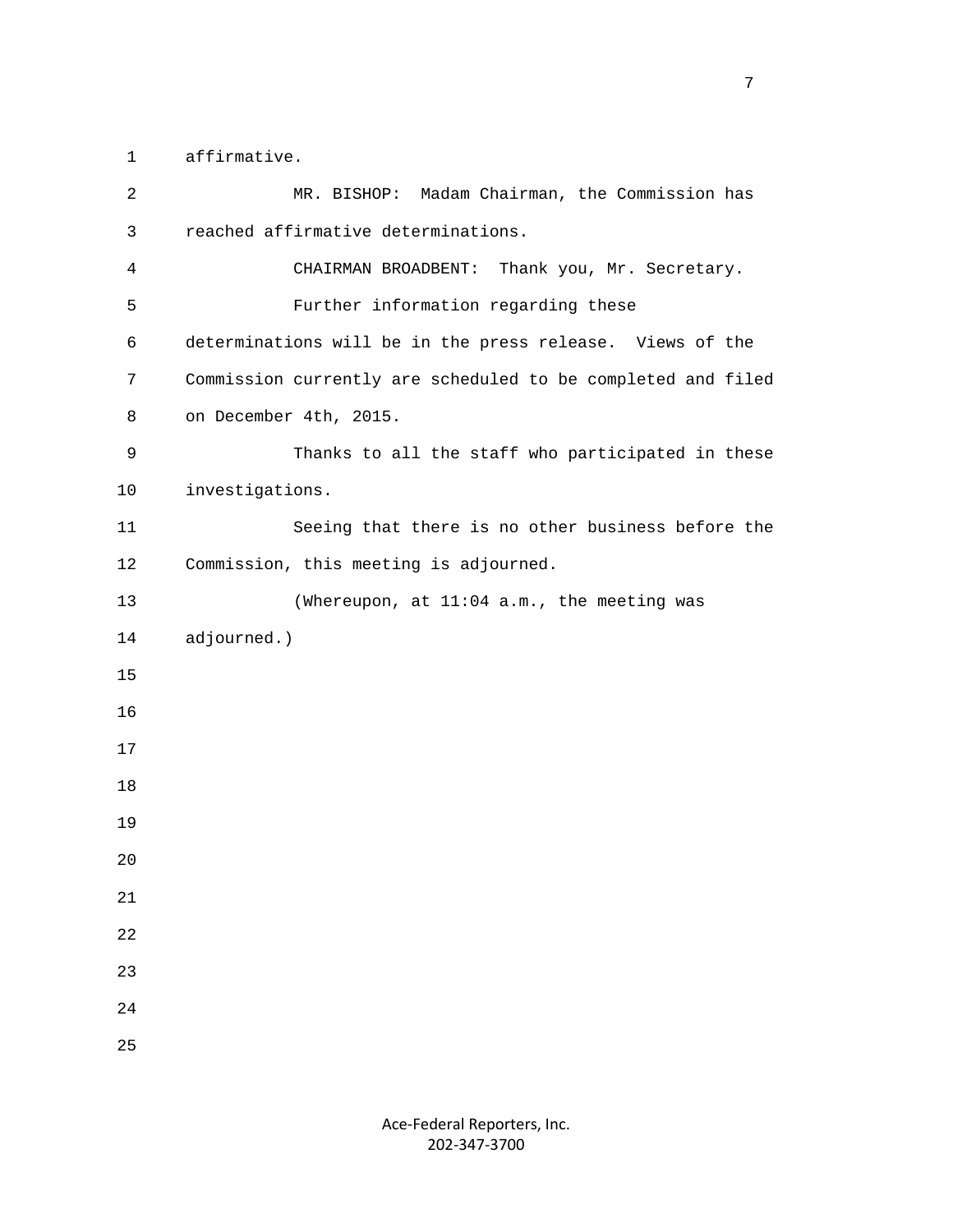affirmative.

MR. BISHOP: Madam Chairman, the Commission has reached affirmative determinations.

CHAIRMAN BROADBENT: Thank you, Mr. Secretary.

Further information regarding these determinations will be in the press release. Views of the Commission currently are scheduled to be completed and filed on December 4th, 2015.

Thanks to all the staff who participated in these investigations.

Seeing that there is no other business before the Commission, this meeting is adjourned.

(Whereupon, at 11:04 a.m., the meeting was adjourned.)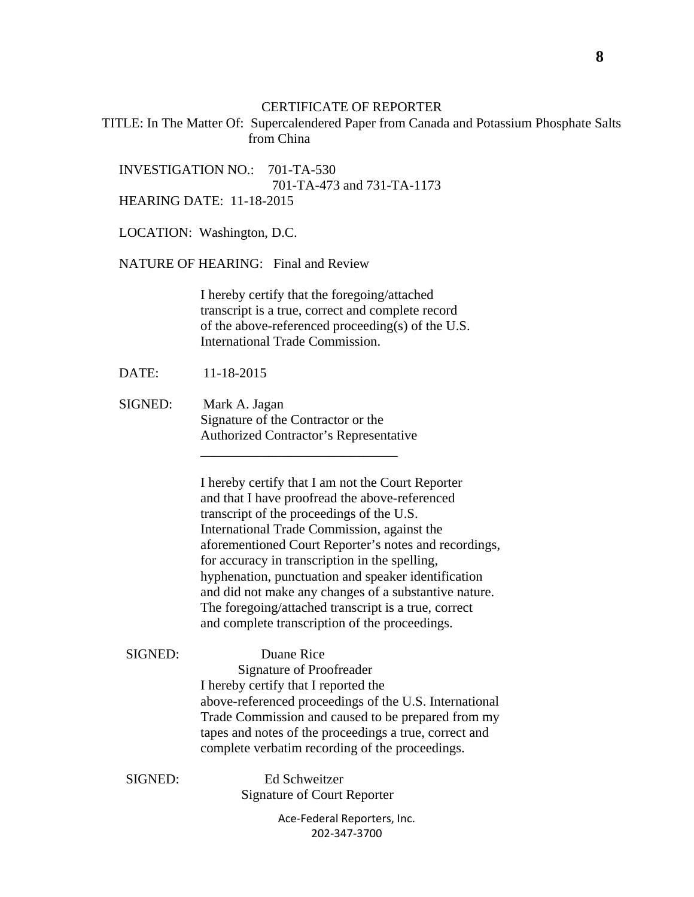# CERTIFICATE OF REPORTER

TITLE: In The Matter Of: Supercalendered Paper from Canada and Potassium Phosphate Salts from China

INVESTIGATION NO.: 701-TA-530
701-TA-473 and 731-TA-1173

HEARING DATE: 11-18-2015

LOCATION: Washington, D.C.

NATURE OF HEARING: Final and Review

I hereby certify that the foregoing/attached transcript is a true, correct and complete record of the above-referenced proceeding(s) of the U.S. International Trade Commission.

DATE: 11-18-2015

SIGNED: Mark A. Jagan
Signature of the Contractor or the Authorized Contractor's Representative

______________________________

I hereby certify that I am not the Court Reporter and that I have proofread the above-referenced transcript of the proceedings of the U.S. International Trade Commission, against the aforementioned Court Reporter's notes and recordings, for accuracy in transcription in the spelling, hyphenation, punctuation and speaker identification and did not make any changes of a substantive nature. The foregoing/attached transcript is a true, correct and complete transcription of the proceedings.

SIGNED: Duane Rice
Signature of Proofreader

I hereby certify that I reported the above-referenced proceedings of the U.S. International Trade Commission and caused to be prepared from my tapes and notes of the proceedings a true, correct and complete verbatim recording of the proceedings.

SIGNED: Ed Schweitzer
Signature of Court Reporter